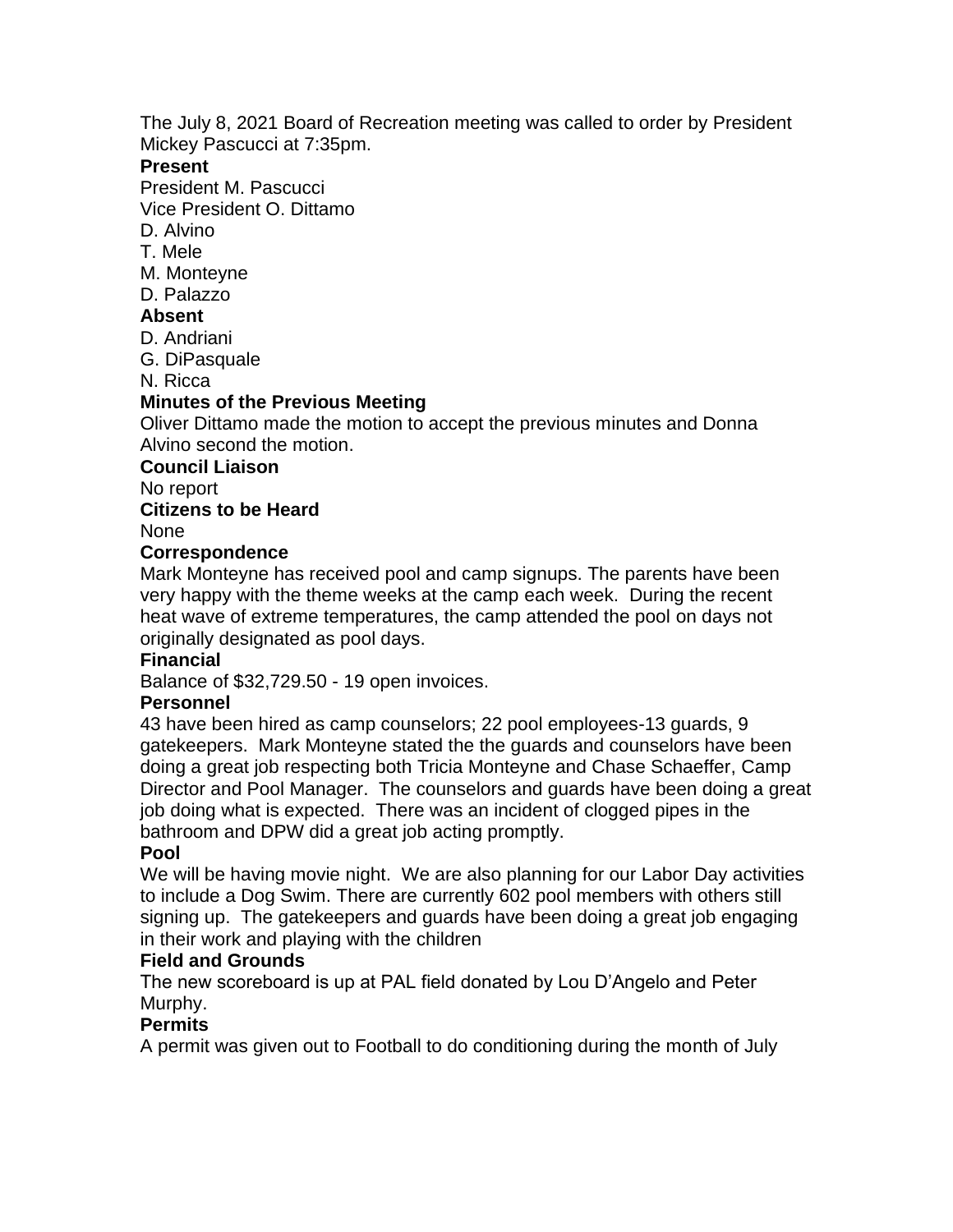The July 8, 2021 Board of Recreation meeting was called to order by President Mickey Pascucci at 7:35pm.

**Present**

President M. Pascucci
Vice President O. Dittamo
D. Alvino
T. Mele
M. Monteyne
D. Palazzo

**Absent**

D. Andriani
G. DiPasquale
N. Ricca

**Minutes of the Previous Meeting**

Oliver Dittamo made the motion to accept the previous minutes and Donna Alvino second the motion.

**Council Liaison**

No report

**Citizens to be Heard**

None

**Correspondence**

Mark Monteyne has received pool and camp signups. The parents have been very happy with the theme weeks at the camp each week. During the recent heat wave of extreme temperatures, the camp attended the pool on days not originally designated as pool days.

**Financial**

Balance of $32,729.50 - 19 open invoices.

**Personnel**

43 have been hired as camp counselors; 22 pool employees-13 guards, 9 gatekeepers. Mark Monteyne stated the the guards and counselors have been doing a great job respecting both Tricia Monteyne and Chase Schaeffer, Camp Director and Pool Manager. The counselors and guards have been doing a great job doing what is expected. There was an incident of clogged pipes in the bathroom and DPW did a great job acting promptly.

**Pool**

We will be having movie night. We are also planning for our Labor Day activities to include a Dog Swim. There are currently 602 pool members with others still signing up. The gatekeepers and guards have been doing a great job engaging in their work and playing with the children

**Field and Grounds**

The new scoreboard is up at PAL field donated by Lou D'Angelo and Peter Murphy.

**Permits**

A permit was given out to Football to do conditioning during the month of July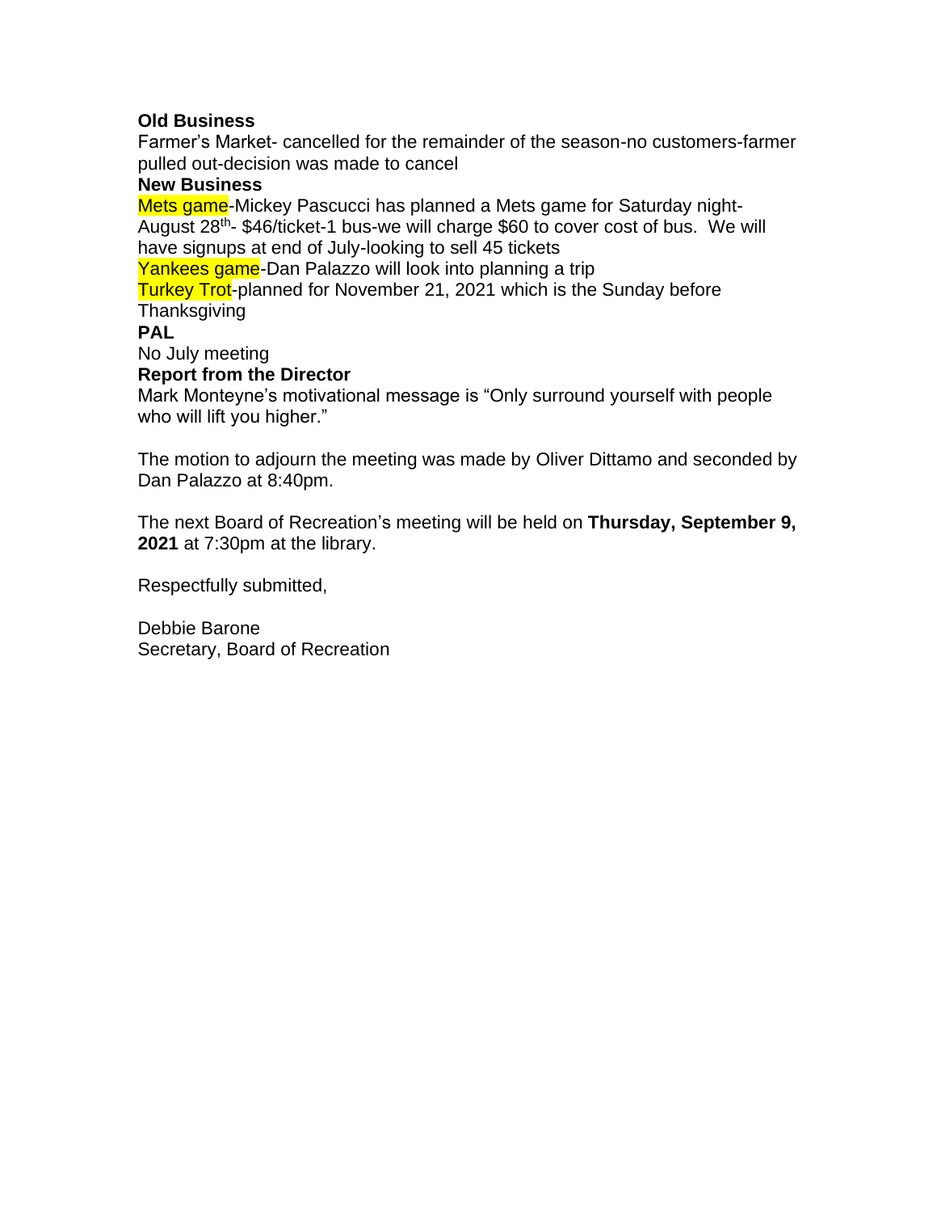**Old Business**

Farmer's Market- cancelled for the remainder of the season-no customers-farmer pulled out-decision was made to cancel

**New Business**

Mets game-Mickey Pascucci has planned a Mets game for Saturday night-August 28th- $46/ticket-1 bus-we will charge $60 to cover cost of bus. We will have signups at end of July-looking to sell 45 tickets

Yankees game-Dan Palazzo will look into planning a trip

Turkey Trot-planned for November 21, 2021 which is the Sunday before Thanksgiving

**PAL**

No July meeting

**Report from the Director**

Mark Monteyne's motivational message is "Only surround yourself with people who will lift you higher."

The motion to adjourn the meeting was made by Oliver Dittamo and seconded by Dan Palazzo at 8:40pm.

The next Board of Recreation's meeting will be held on **Thursday, September 9, 2021** at 7:30pm at the library.

Respectfully submitted,

Debbie Barone
Secretary, Board of Recreation